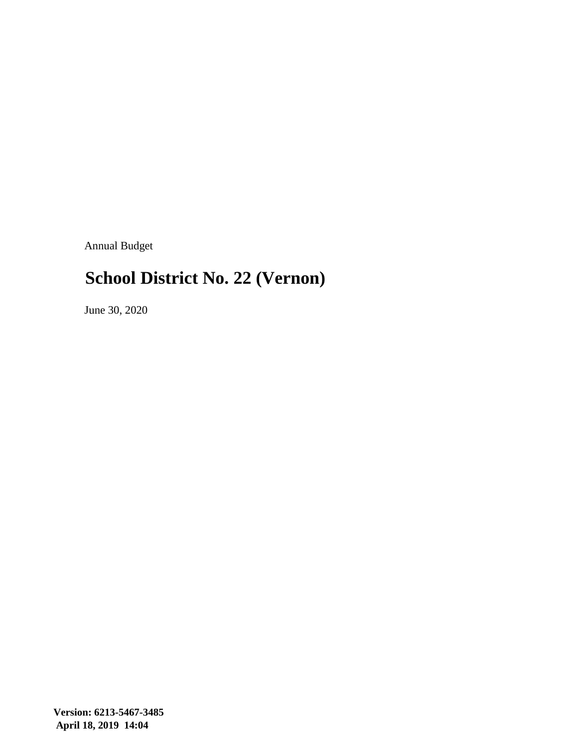Annual Budget

# School District No. 22 (Vernon)

June 30, 2020

**Version: 6213-5467-3485**
**April 18, 2019 14:04**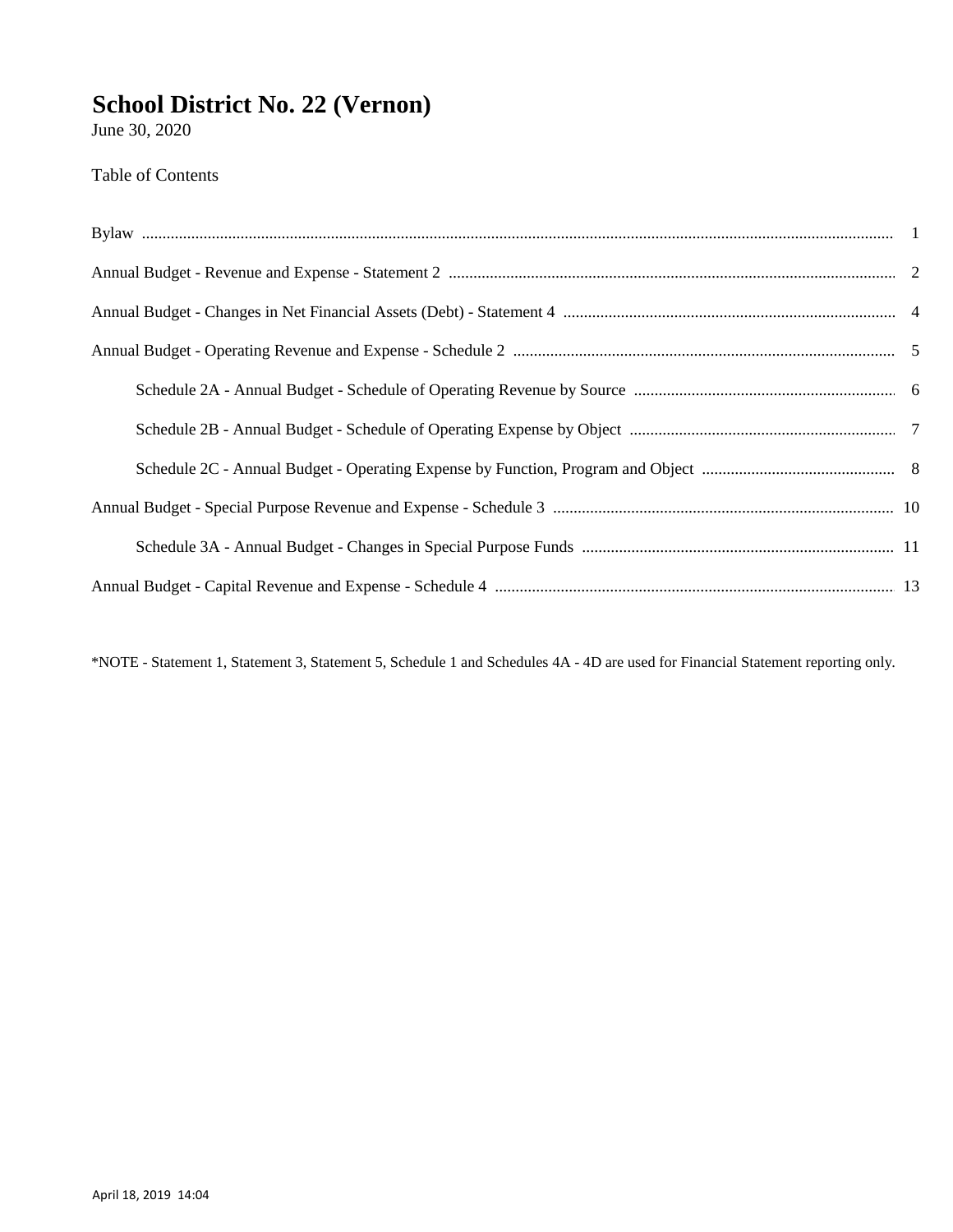# School District No. 22 (Vernon)

June 30, 2020

Table of Contents

| | |
|---|---|
| Bylaw | 1 |
| Annual Budget - Revenue and Expense - Statement 2 | 2 |
| Annual Budget - Changes in Net Financial Assets (Debt) - Statement 4 | 4 |
| Annual Budget - Operating Revenue and Expense - Schedule 2 | 5 |
| Schedule 2A - Annual Budget - Schedule of Operating Revenue by Source | 6 |
| Schedule 2B - Annual Budget - Schedule of Operating Expense by Object | 7 |
| Schedule 2C - Annual Budget - Operating Expense by Function, Program and Object | 8 |
| Annual Budget - Special Purpose Revenue and Expense - Schedule 3 | 10 |
| Schedule 3A - Annual Budget - Changes in Special Purpose Funds | 11 |
| Annual Budget - Capital Revenue and Expense - Schedule 4 | 13 |

*NOTE - Statement 1, Statement 3, Statement 5, Schedule 1 and Schedules 4A - 4D are used for Financial Statement reporting only.

April 18, 2019 14:04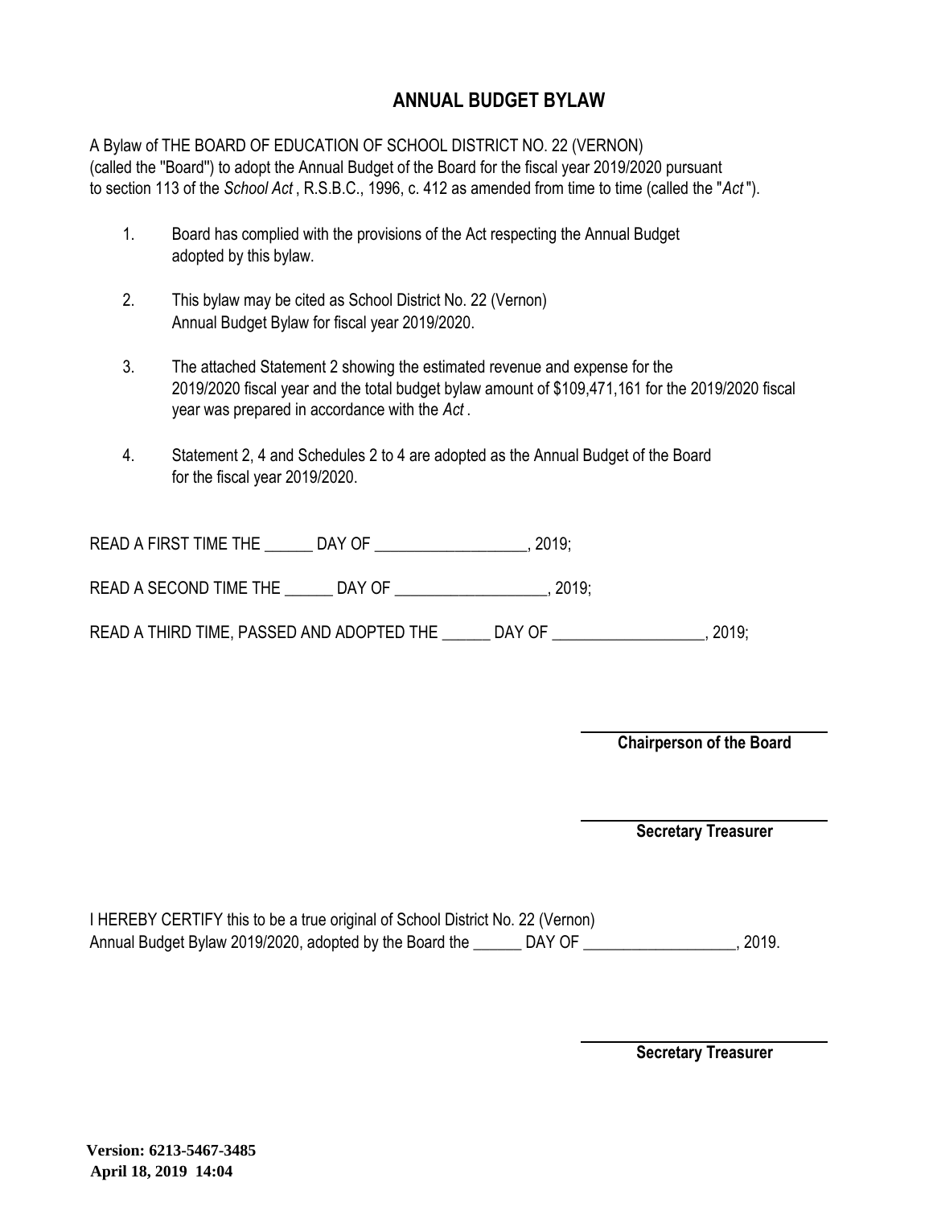# ANNUAL BUDGET BYLAW

A Bylaw of THE BOARD OF EDUCATION OF SCHOOL DISTRICT NO. 22 (VERNON) (called the "Board") to adopt the Annual Budget of the Board for the fiscal year 2019/2020 pursuant to section 113 of the *School Act* , R.S.B.C., 1996, c. 412 as amended from time to time (called the "*Act* ").

1. Board has complied with the provisions of the Act respecting the Annual Budget adopted by this bylaw.

2. This bylaw may be cited as School District No. 22 (Vernon) Annual Budget Bylaw for fiscal year 2019/2020.

3. The attached Statement 2 showing the estimated revenue and expense for the 2019/2020 fiscal year and the total budget bylaw amount of $109,471,161 for the 2019/2020 fiscal year was prepared in accordance with the *Act* .

4. Statement 2, 4 and Schedules 2 to 4 are adopted as the Annual Budget of the Board for the fiscal year 2019/2020.

READ A FIRST TIME THE ______ DAY OF ___________________, 2019;

READ A SECOND TIME THE ______ DAY OF ___________________, 2019;

READ A THIRD TIME, PASSED AND ADOPTED THE ______ DAY OF ___________________, 2019;

______________________________
**Chairperson of the Board**

______________________________
**Secretary Treasurer**

I HEREBY CERTIFY this to be a true original of School District No. 22 (Vernon) Annual Budget Bylaw 2019/2020, adopted by the Board the ______ DAY OF ___________________, 2019.

______________________________
**Secretary Treasurer**

**Version: 6213-5467-3485**
**April 18, 2019 14:04**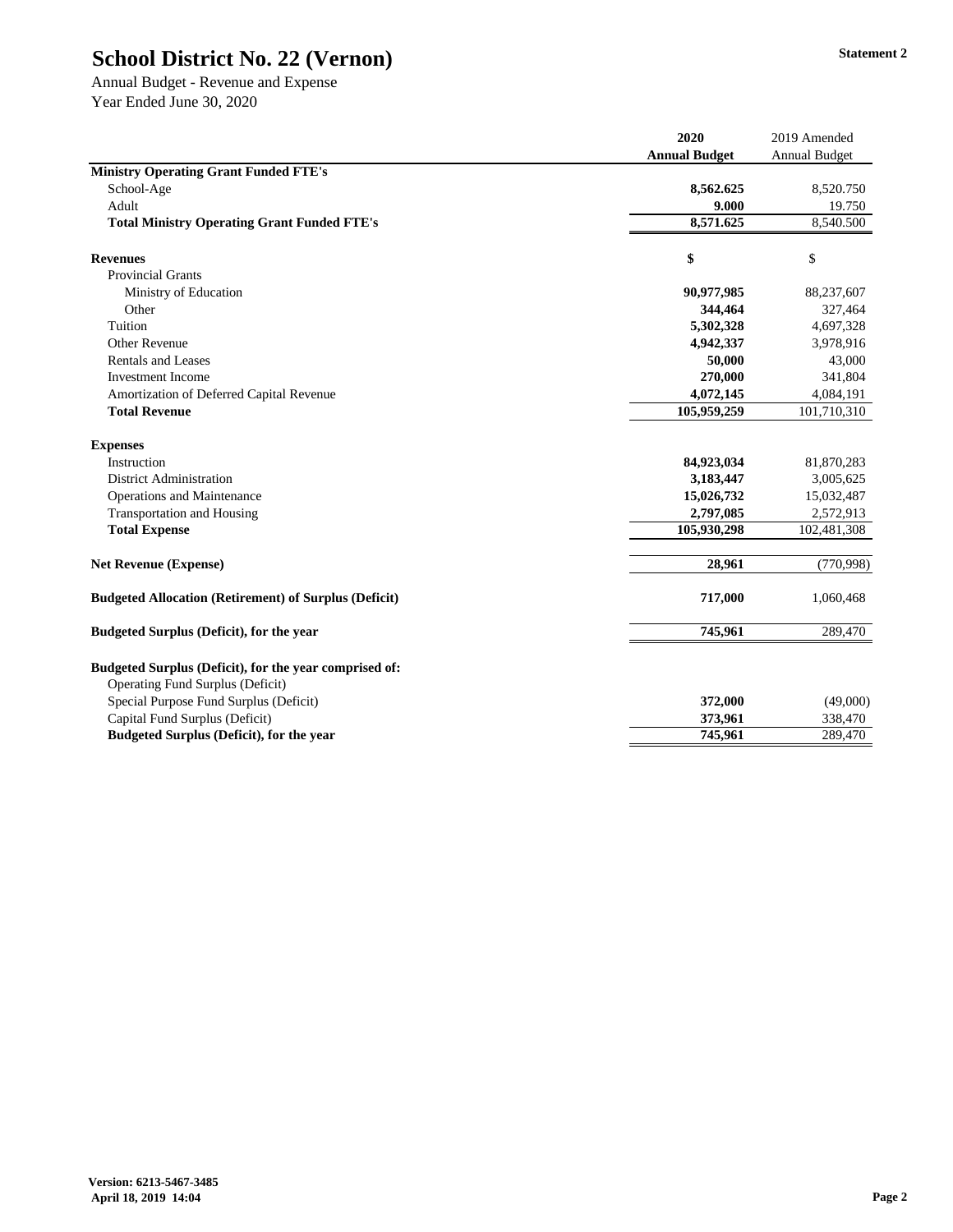# School District No. 22 (Vernon)

**Statement 2**

Annual Budget - Revenue and Expense
Year Ended June 30, 2020

| | 2020 Annual Budget | 2019 Amended Annual Budget |
|---|---|---|
| **Ministry Operating Grant Funded FTE's** | | |
| School-Age | **8,562.625** | 8,520.750 |
| Adult | **9.000** | 19.750 |
| **Total Ministry Operating Grant Funded FTE's** | **8,571.625** | 8,540.500 |
| | | |
| **Revenues** | **$** | $ |
| Provincial Grants | | |
| Ministry of Education | **90,977,985** | 88,237,607 |
| Other | **344,464** | 327,464 |
| Tuition | **5,302,328** | 4,697,328 |
| Other Revenue | **4,942,337** | 3,978,916 |
| Rentals and Leases | **50,000** | 43,000 |
| Investment Income | **270,000** | 341,804 |
| Amortization of Deferred Capital Revenue | **4,072,145** | 4,084,191 |
| **Total Revenue** | **105,959,259** | 101,710,310 |
| | | |
| **Expenses** | | |
| Instruction | **84,923,034** | 81,870,283 |
| District Administration | **3,183,447** | 3,005,625 |
| Operations and Maintenance | **15,026,732** | 15,032,487 |
| Transportation and Housing | **2,797,085** | 2,572,913 |
| **Total Expense** | **105,930,298** | 102,481,308 |
| | | |
| **Net Revenue (Expense)** | **28,961** | (770,998) |
| | | |
| **Budgeted Allocation (Retirement) of Surplus (Deficit)** | **717,000** | 1,060,468 |
| | | |
| **Budgeted Surplus (Deficit), for the year** | **745,961** | 289,470 |
| | | |
| **Budgeted Surplus (Deficit), for the year comprised of:** | | |
| Operating Fund Surplus (Deficit) | | |
| Special Purpose Fund Surplus (Deficit) | **372,000** | (49,000) |
| Capital Fund Surplus (Deficit) | **373,961** | 338,470 |
| **Budgeted Surplus (Deficit), for the year** | **745,961** | 289,470 |

**Version: 6213-5467-3485**
**April 18, 2019 14:04**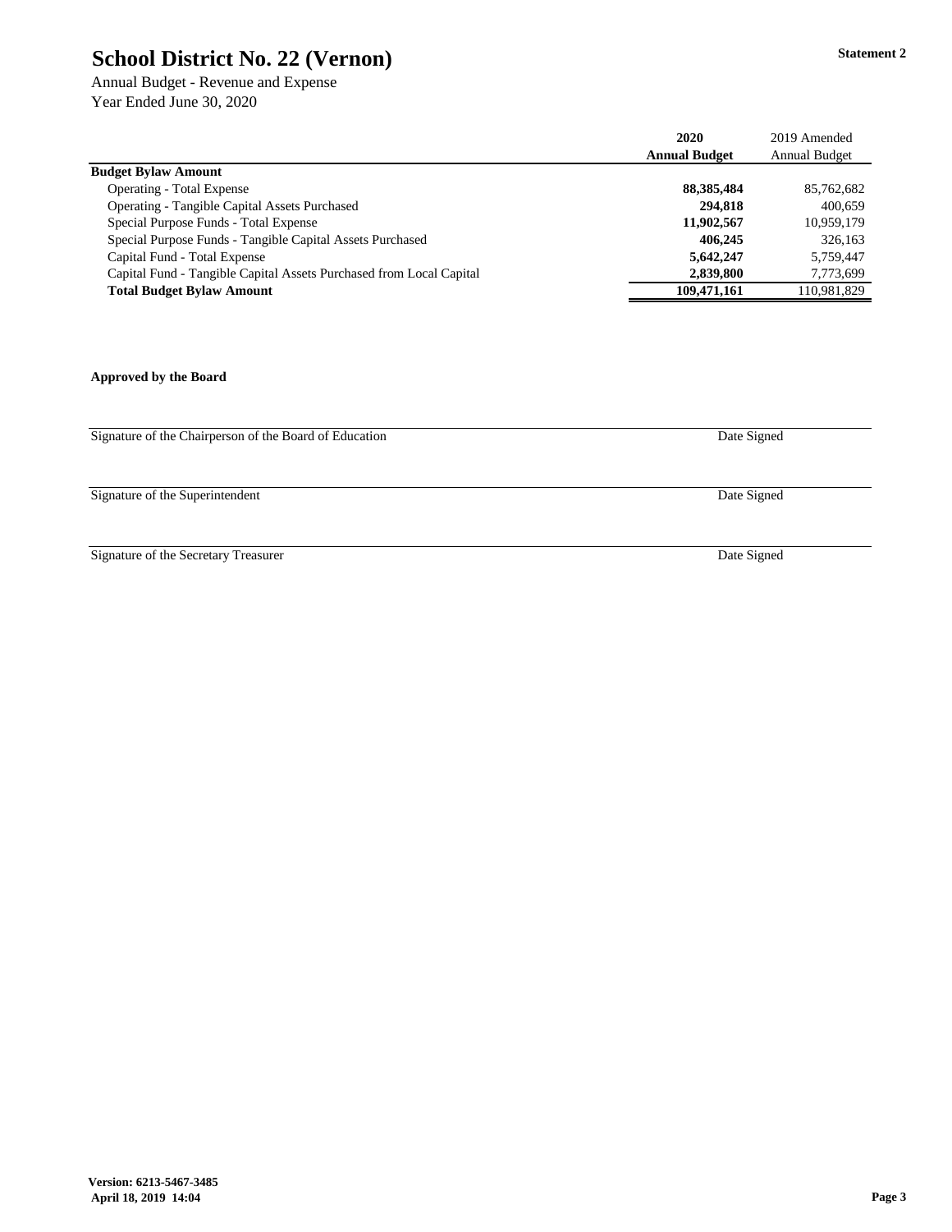# School District No. 22 (Vernon)

**Statement 2**

Annual Budget - Revenue and Expense
Year Ended June 30, 2020

| | **2020 Annual Budget** | 2019 Amended Annual Budget |
|---|---|---|
| **Budget Bylaw Amount** | | |
| Operating - Total Expense | **88,385,484** | 85,762,682 |
| Operating - Tangible Capital Assets Purchased | **294,818** | 400,659 |
| Special Purpose Funds - Total Expense | **11,902,567** | 10,959,179 |
| Special Purpose Funds - Tangible Capital Assets Purchased | **406,245** | 326,163 |
| Capital Fund - Total Expense | **5,642,247** | 5,759,447 |
| Capital Fund - Tangible Capital Assets Purchased from Local Capital | **2,839,800** | 7,773,699 |
| **Total Budget Bylaw Amount** | **109,471,161** | 110,981,829 |

**Approved by the Board**

Signature of the Chairperson of the Board of Education — Date Signed

Signature of the Superintendent — Date Signed

Signature of the Secretary Treasurer — Date Signed

**Version: 6213-5467-3485**
**April 18, 2019 14:04**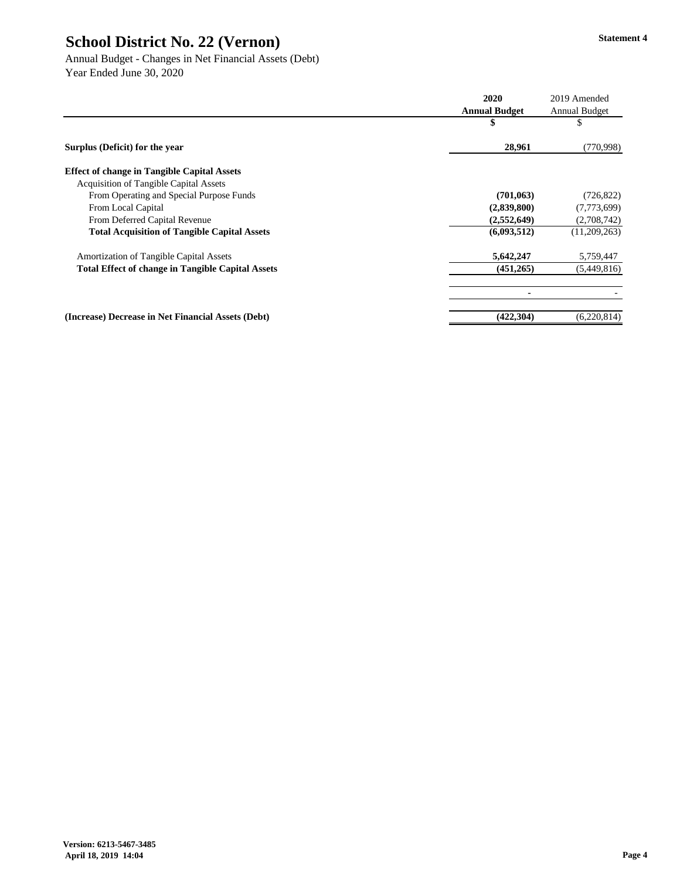# School District No. 22 (Vernon)

Statement 4

Annual Budget - Changes in Net Financial Assets (Debt)
Year Ended June 30, 2020

| | **2020 Annual Budget** | 2019 Amended Annual Budget |
|---|---|---|
| | **$** | $ |
| **Surplus (Deficit) for the year** | **28,961** | (770,998) |
| **Effect of change in Tangible Capital Assets** | | |
| Acquisition of Tangible Capital Assets | | |
| From Operating and Special Purpose Funds | **(701,063)** | (726,822) |
| From Local Capital | **(2,839,800)** | (7,773,699) |
| From Deferred Capital Revenue | **(2,552,649)** | (2,708,742) |
| **Total Acquisition of Tangible Capital Assets** | **(6,093,512)** | (11,209,263) |
| Amortization of Tangible Capital Assets | **5,642,247** | 5,759,447 |
| **Total Effect of change in Tangible Capital Assets** | **(451,265)** | (5,449,816) |
| | **-** | - |
| **(Increase) Decrease in Net Financial Assets (Debt)** | **(422,304)** | (6,220,814) |

**Version: 6213-5467-3485**
**April 18, 2019 14:04**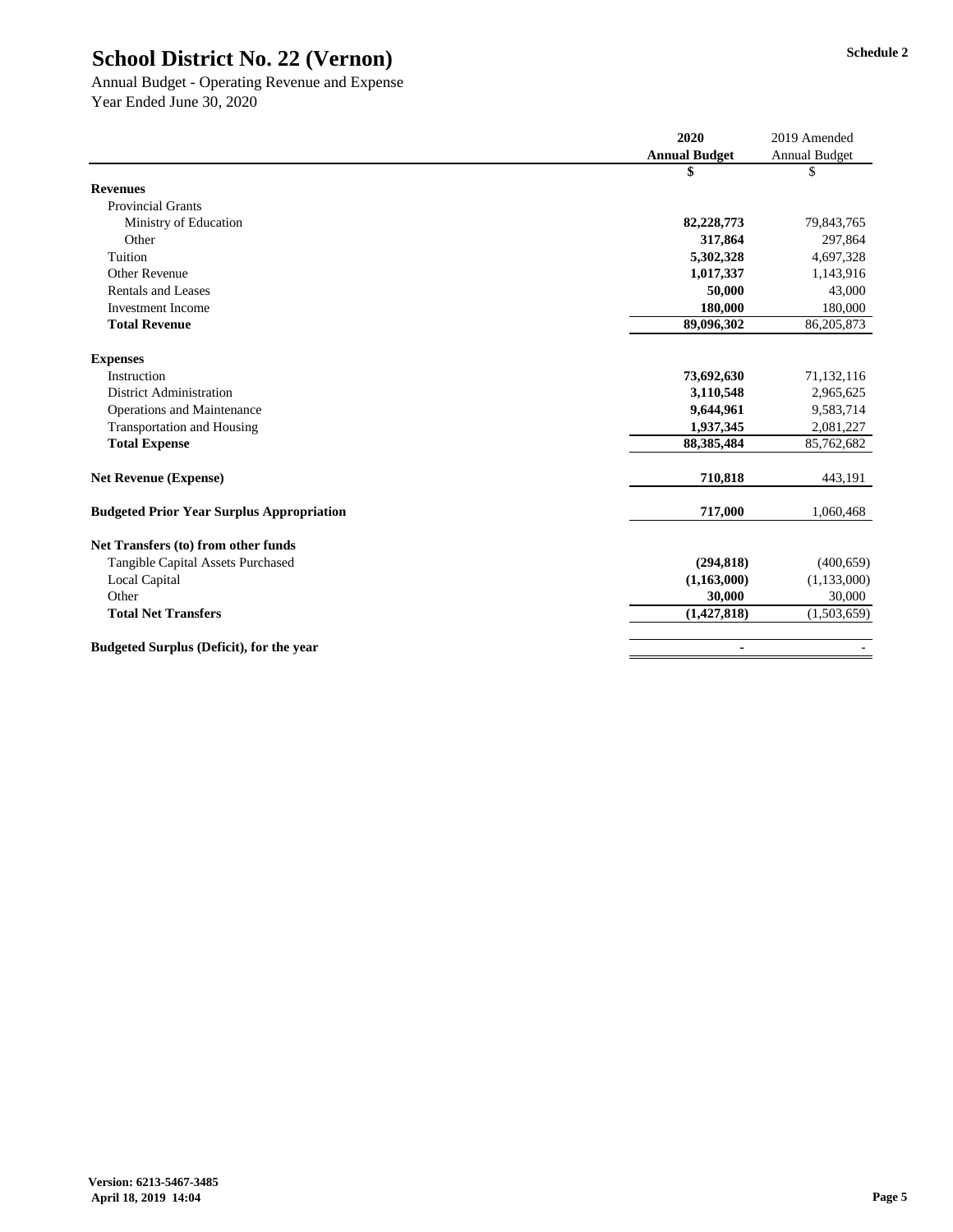# School District No. 22 (Vernon)

Schedule 2

Annual Budget - Operating Revenue and Expense
Year Ended June 30, 2020

| | 2020 Annual Budget | 2019 Amended Annual Budget |
|---|---|---|
| | $ | $ |
| **Revenues** | | |
| Provincial Grants | | |
| Ministry of Education | **82,228,773** | 79,843,765 |
| Other | **317,864** | 297,864 |
| Tuition | **5,302,328** | 4,697,328 |
| Other Revenue | **1,017,337** | 1,143,916 |
| Rentals and Leases | **50,000** | 43,000 |
| Investment Income | **180,000** | 180,000 |
| **Total Revenue** | **89,096,302** | 86,205,873 |
| **Expenses** | | |
| Instruction | **73,692,630** | 71,132,116 |
| District Administration | **3,110,548** | 2,965,625 |
| Operations and Maintenance | **9,644,961** | 9,583,714 |
| Transportation and Housing | **1,937,345** | 2,081,227 |
| **Total Expense** | **88,385,484** | 85,762,682 |
| **Net Revenue (Expense)** | **710,818** | 443,191 |
| **Budgeted Prior Year Surplus Appropriation** | **717,000** | 1,060,468 |
| **Net Transfers (to) from other funds** | | |
| Tangible Capital Assets Purchased | **(294,818)** | (400,659) |
| Local Capital | **(1,163,000)** | (1,133,000) |
| Other | **30,000** | 30,000 |
| **Total Net Transfers** | **(1,427,818)** | (1,503,659) |
| **Budgeted Surplus (Deficit), for the year** | **-** | - |

**Version: 6213-5467-3485**
**April 18, 2019 14:04**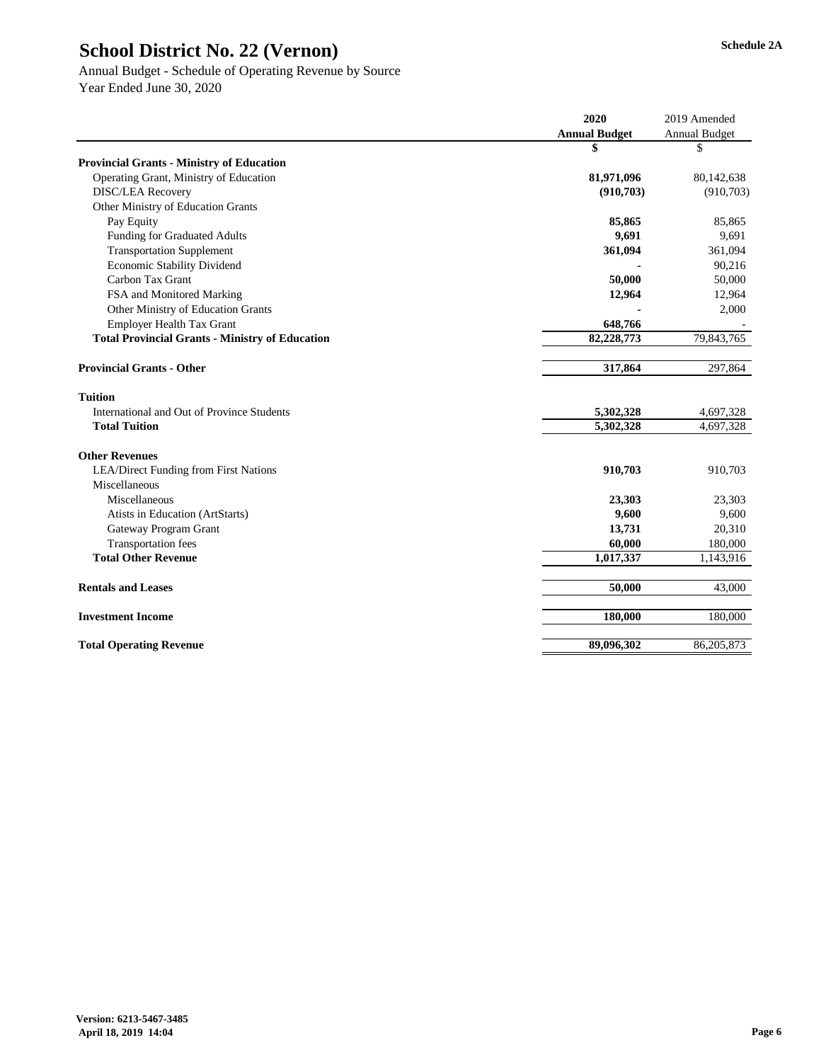# School District No. 22 (Vernon)

Schedule 2A

Annual Budget - Schedule of Operating Revenue by Source
Year Ended June 30, 2020

| | 2020 Annual Budget | 2019 Amended Annual Budget |
|---|---|---|
| | $ | $ |
| **Provincial Grants - Ministry of Education** | | |
| Operating Grant, Ministry of Education | **81,971,096** | 80,142,638 |
| DISC/LEA Recovery | **(910,703)** | (910,703) |
| Other Ministry of Education Grants | | |
| Pay Equity | **85,865** | 85,865 |
| Funding for Graduated Adults | **9,691** | 9,691 |
| Transportation Supplement | **361,094** | 361,094 |
| Economic Stability Dividend | **-** | 90,216 |
| Carbon Tax Grant | **50,000** | 50,000 |
| FSA and Monitored Marking | **12,964** | 12,964 |
| Other Ministry of Education Grants | **-** | 2,000 |
| Employer Health Tax Grant | **648,766** | - |
| **Total Provincial Grants - Ministry of Education** | **82,228,773** | 79,843,765 |
| | | |
| **Provincial Grants - Other** | **317,864** | 297,864 |
| | | |
| **Tuition** | | |
| International and Out of Province Students | **5,302,328** | 4,697,328 |
| **Total Tuition** | **5,302,328** | 4,697,328 |
| | | |
| **Other Revenues** | | |
| LEA/Direct Funding from First Nations | **910,703** | 910,703 |
| Miscellaneous | | |
| Miscellaneous | **23,303** | 23,303 |
| Atists in Education (ArtStarts) | **9,600** | 9,600 |
| Gateway Program Grant | **13,731** | 20,310 |
| Transportation fees | **60,000** | 180,000 |
| **Total Other Revenue** | **1,017,337** | 1,143,916 |
| | | |
| **Rentals and Leases** | **50,000** | 43,000 |
| | | |
| **Investment Income** | **180,000** | 180,000 |
| | | |
| **Total Operating Revenue** | **89,096,302** | 86,205,873 |

**Version: 6213-5467-3485**
**April 18, 2019 14:04**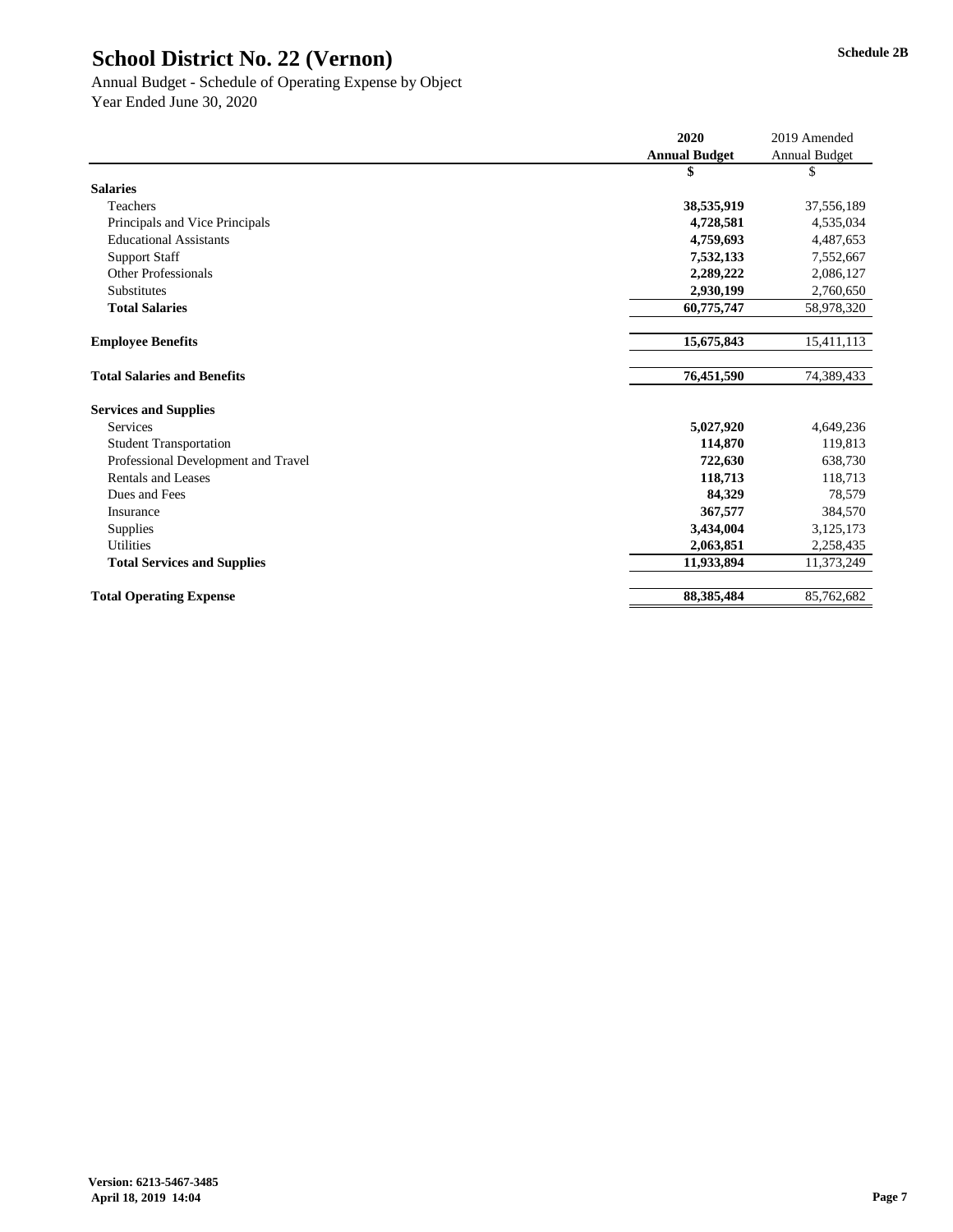# School District No. 22 (Vernon)

Schedule 2B

Annual Budget - Schedule of Operating Expense by Object
Year Ended June 30, 2020

| | 2020 Annual Budget | 2019 Amended Annual Budget |
|---|---|---|
| | **$** | $ |
| **Salaries** | | |
| Teachers | **38,535,919** | 37,556,189 |
| Principals and Vice Principals | **4,728,581** | 4,535,034 |
| Educational Assistants | **4,759,693** | 4,487,653 |
| Support Staff | **7,532,133** | 7,552,667 |
| Other Professionals | **2,289,222** | 2,086,127 |
| Substitutes | **2,930,199** | 2,760,650 |
| **Total Salaries** | **60,775,747** | 58,978,320 |
| | | |
| **Employee Benefits** | **15,675,843** | 15,411,113 |
| | | |
| **Total Salaries and Benefits** | **76,451,590** | 74,389,433 |
| | | |
| **Services and Supplies** | | |
| Services | **5,027,920** | 4,649,236 |
| Student Transportation | **114,870** | 119,813 |
| Professional Development and Travel | **722,630** | 638,730 |
| Rentals and Leases | **118,713** | 118,713 |
| Dues and Fees | **84,329** | 78,579 |
| Insurance | **367,577** | 384,570 |
| Supplies | **3,434,004** | 3,125,173 |
| Utilities | **2,063,851** | 2,258,435 |
| **Total Services and Supplies** | **11,933,894** | 11,373,249 |
| | | |
| **Total Operating Expense** | **88,385,484** | 85,762,682 |

**Version: 6213-5467-3485**
**April 18, 2019 14:04**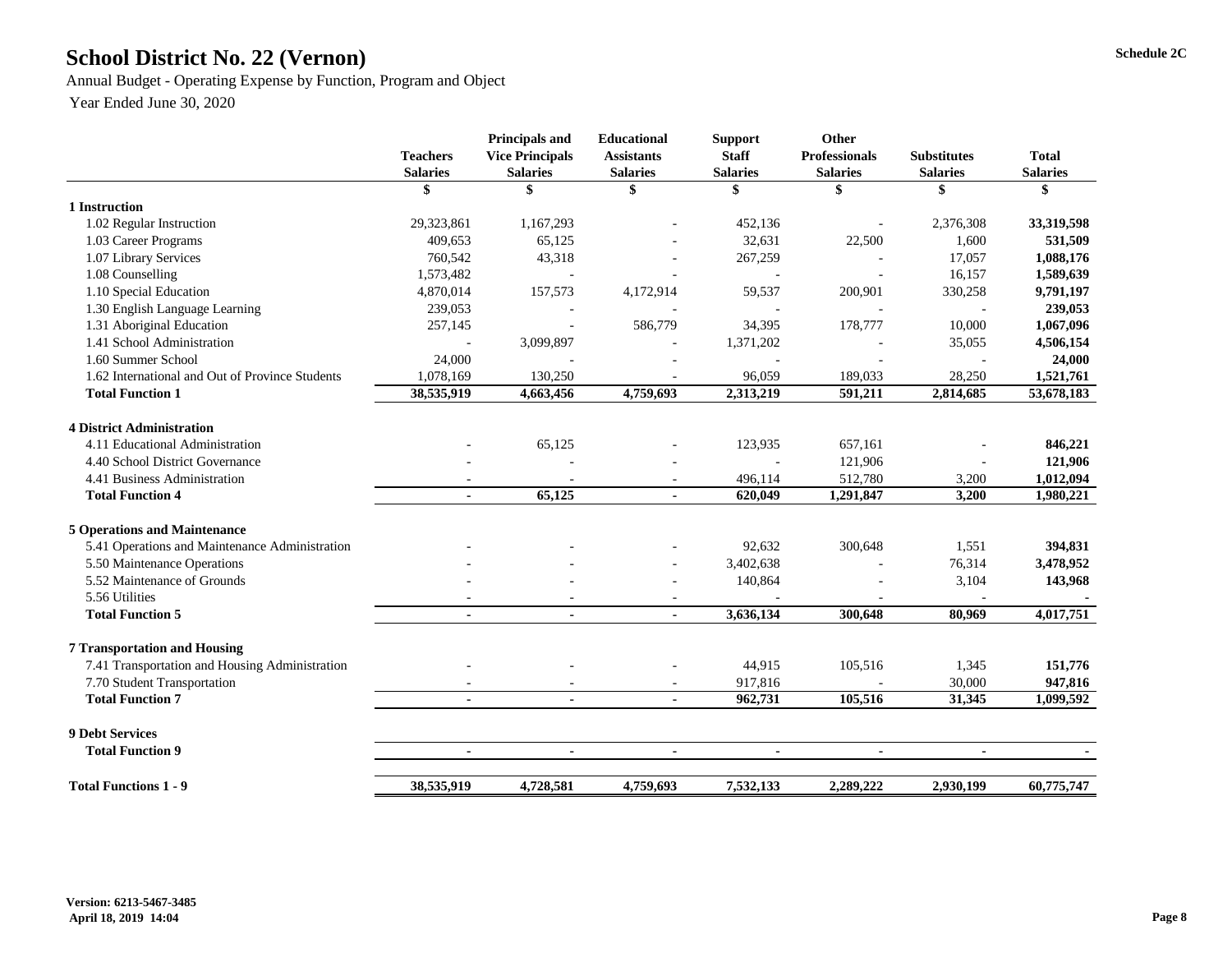# School District No. 22 (Vernon)

**Schedule 2C**

Annual Budget - Operating Expense by Function, Program and Object

Year Ended June 30, 2020

| | Teachers Salaries | Principals and Vice Principals Salaries | Educational Assistants Salaries | Support Staff Salaries | Other Professionals Salaries | Substitutes Salaries | Total Salaries |
|---|---|---|---|---|---|---|---|
| | $ | $ | $ | $ | $ | $ | $ |
| **1 Instruction** | | | | | | | |
| 1.02 Regular Instruction | 29,323,861 | 1,167,293 | - | 452,136 | - | 2,376,308 | **33,319,598** |
| 1.03 Career Programs | 409,653 | 65,125 | - | 32,631 | 22,500 | 1,600 | **531,509** |
| 1.07 Library Services | 760,542 | 43,318 | - | 267,259 | - | 17,057 | **1,088,176** |
| 1.08 Counselling | 1,573,482 | - | - | - | - | 16,157 | **1,589,639** |
| 1.10 Special Education | 4,870,014 | 157,573 | 4,172,914 | 59,537 | 200,901 | 330,258 | **9,791,197** |
| 1.30 English Language Learning | 239,053 | - | - | - | - | - | **239,053** |
| 1.31 Aboriginal Education | 257,145 | - | 586,779 | 34,395 | 178,777 | 10,000 | **1,067,096** |
| 1.41 School Administration | - | 3,099,897 | - | 1,371,202 | - | 35,055 | **4,506,154** |
| 1.60 Summer School | 24,000 | - | - | - | - | - | **24,000** |
| 1.62 International and Out of Province Students | 1,078,169 | 130,250 | - | 96,059 | 189,033 | 28,250 | **1,521,761** |
| **Total Function 1** | **38,535,919** | **4,663,456** | **4,759,693** | **2,313,219** | **591,211** | **2,814,685** | **53,678,183** |
| **4 District Administration** | | | | | | | |
| 4.11 Educational Administration | - | 65,125 | - | 123,935 | 657,161 | - | **846,221** |
| 4.40 School District Governance | - | - | - | - | 121,906 | - | **121,906** |
| 4.41 Business Administration | - | - | - | 496,114 | 512,780 | 3,200 | **1,012,094** |
| **Total Function 4** | **-** | **65,125** | **-** | **620,049** | **1,291,847** | **3,200** | **1,980,221** |
| **5 Operations and Maintenance** | | | | | | | |
| 5.41 Operations and Maintenance Administration | - | - | - | 92,632 | 300,648 | 1,551 | **394,831** |
| 5.50 Maintenance Operations | - | - | - | 3,402,638 | - | 76,314 | **3,478,952** |
| 5.52 Maintenance of Grounds | - | - | - | 140,864 | - | 3,104 | **143,968** |
| 5.56 Utilities | - | - | - | - | - | - | **-** |
| **Total Function 5** | **-** | **-** | **-** | **3,636,134** | **300,648** | **80,969** | **4,017,751** |
| **7 Transportation and Housing** | | | | | | | |
| 7.41 Transportation and Housing Administration | - | - | - | 44,915 | 105,516 | 1,345 | **151,776** |
| 7.70 Student Transportation | - | - | - | 917,816 | - | 30,000 | **947,816** |
| **Total Function 7** | **-** | **-** | **-** | **962,731** | **105,516** | **31,345** | **1,099,592** |
| **9 Debt Services** | | | | | | | |
| **Total Function 9** | **-** | **-** | **-** | **-** | **-** | **-** | **-** |
| **Total Functions 1 - 9** | **38,535,919** | **4,728,581** | **4,759,693** | **7,532,133** | **2,289,222** | **2,930,199** | **60,775,747** |

**Version: 6213-5467-3485**
**April 18, 2019 14:04**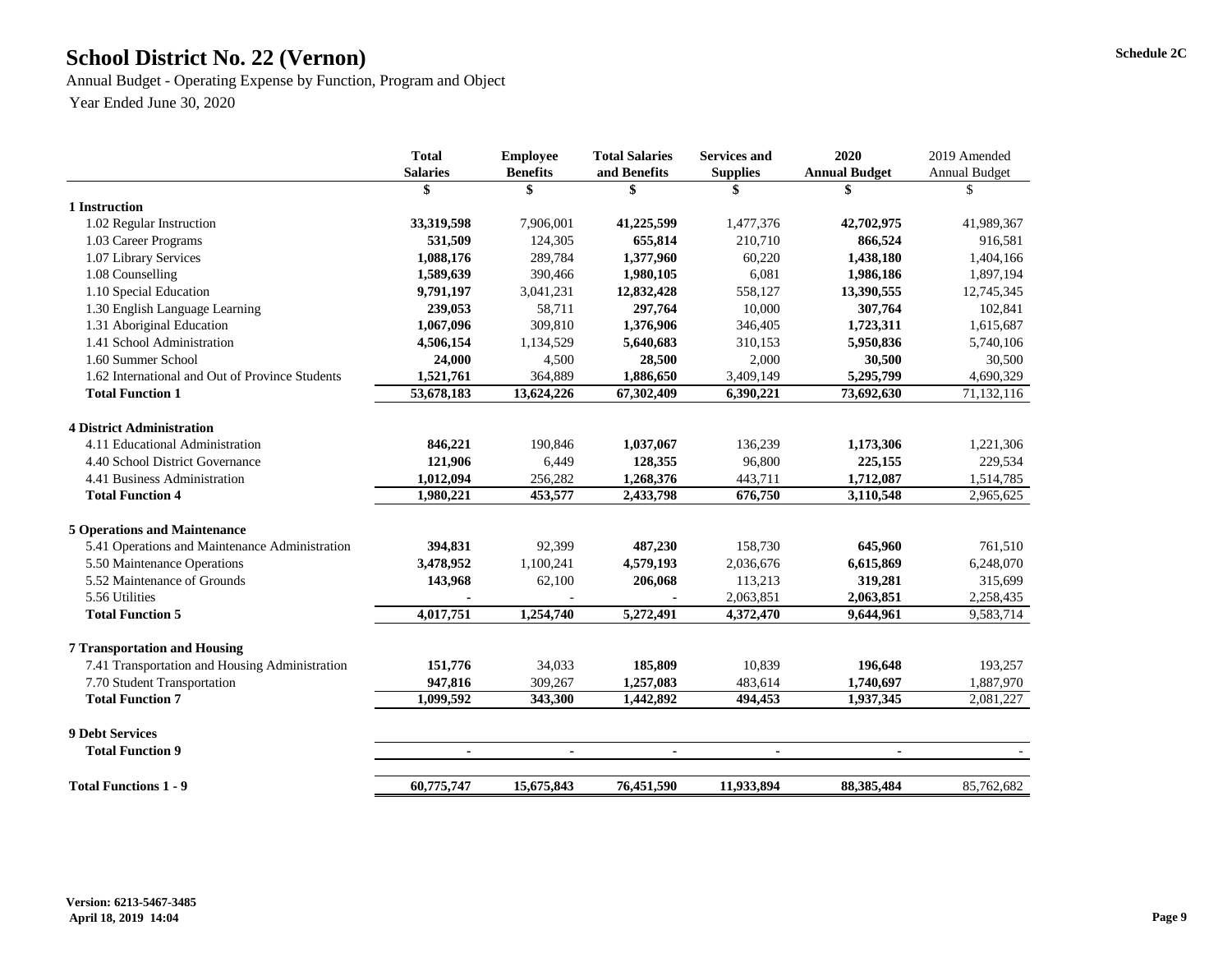# School District No. 22 (Vernon)

Schedule 2C

Annual Budget - Operating Expense by Function, Program and Object

Year Ended June 30, 2020

| | Total Salaries | Employee Benefits | Total Salaries and Benefits | Services and Supplies | 2020 Annual Budget | 2019 Amended Annual Budget |
|---|---|---|---|---|---|---|
| | $ | $ | $ | $ | $ | $ |
| **1 Instruction** | | | | | | |
| 1.02 Regular Instruction | **33,319,598** | 7,906,001 | **41,225,599** | 1,477,376 | **42,702,975** | 41,989,367 |
| 1.03 Career Programs | **531,509** | 124,305 | **655,814** | 210,710 | **866,524** | 916,581 |
| 1.07 Library Services | **1,088,176** | 289,784 | **1,377,960** | 60,220 | **1,438,180** | 1,404,166 |
| 1.08 Counselling | **1,589,639** | 390,466 | **1,980,105** | 6,081 | **1,986,186** | 1,897,194 |
| 1.10 Special Education | **9,791,197** | 3,041,231 | **12,832,428** | 558,127 | **13,390,555** | 12,745,345 |
| 1.30 English Language Learning | **239,053** | 58,711 | **297,764** | 10,000 | **307,764** | 102,841 |
| 1.31 Aboriginal Education | **1,067,096** | 309,810 | **1,376,906** | 346,405 | **1,723,311** | 1,615,687 |
| 1.41 School Administration | **4,506,154** | 1,134,529 | **5,640,683** | 310,153 | **5,950,836** | 5,740,106 |
| 1.60 Summer School | **24,000** | 4,500 | **28,500** | 2,000 | **30,500** | 30,500 |
| 1.62 International and Out of Province Students | **1,521,761** | 364,889 | **1,886,650** | 3,409,149 | **5,295,799** | 4,690,329 |
| **Total Function 1** | **53,678,183** | **13,624,226** | **67,302,409** | **6,390,221** | **73,692,630** | 71,132,116 |
| **4 District Administration** | | | | | | |
| 4.11 Educational Administration | **846,221** | 190,846 | **1,037,067** | 136,239 | **1,173,306** | 1,221,306 |
| 4.40 School District Governance | **121,906** | 6,449 | **128,355** | 96,800 | **225,155** | 229,534 |
| 4.41 Business Administration | **1,012,094** | 256,282 | **1,268,376** | 443,711 | **1,712,087** | 1,514,785 |
| **Total Function 4** | **1,980,221** | **453,577** | **2,433,798** | **676,750** | **3,110,548** | 2,965,625 |
| **5 Operations and Maintenance** | | | | | | |
| 5.41 Operations and Maintenance Administration | **394,831** | 92,399 | **487,230** | 158,730 | **645,960** | 761,510 |
| 5.50 Maintenance Operations | **3,478,952** | 1,100,241 | **4,579,193** | 2,036,676 | **6,615,869** | 6,248,070 |
| 5.52 Maintenance of Grounds | **143,968** | 62,100 | **206,068** | 113,213 | **319,281** | 315,699 |
| 5.56 Utilities | **-** | - | **-** | 2,063,851 | **2,063,851** | 2,258,435 |
| **Total Function 5** | **4,017,751** | **1,254,740** | **5,272,491** | **4,372,470** | **9,644,961** | 9,583,714 |
| **7 Transportation and Housing** | | | | | | |
| 7.41 Transportation and Housing Administration | **151,776** | 34,033 | **185,809** | 10,839 | **196,648** | 193,257 |
| 7.70 Student Transportation | **947,816** | 309,267 | **1,257,083** | 483,614 | **1,740,697** | 1,887,970 |
| **Total Function 7** | **1,099,592** | **343,300** | **1,442,892** | **494,453** | **1,937,345** | 2,081,227 |
| **9 Debt Services** | | | | | | |
| **Total Function 9** | **-** | **-** | **-** | **-** | **-** | - |
| **Total Functions 1 - 9** | **60,775,747** | **15,675,843** | **76,451,590** | **11,933,894** | **88,385,484** | 85,762,682 |

**Version: 6213-5467-3485**
**April 18, 2019 14:04**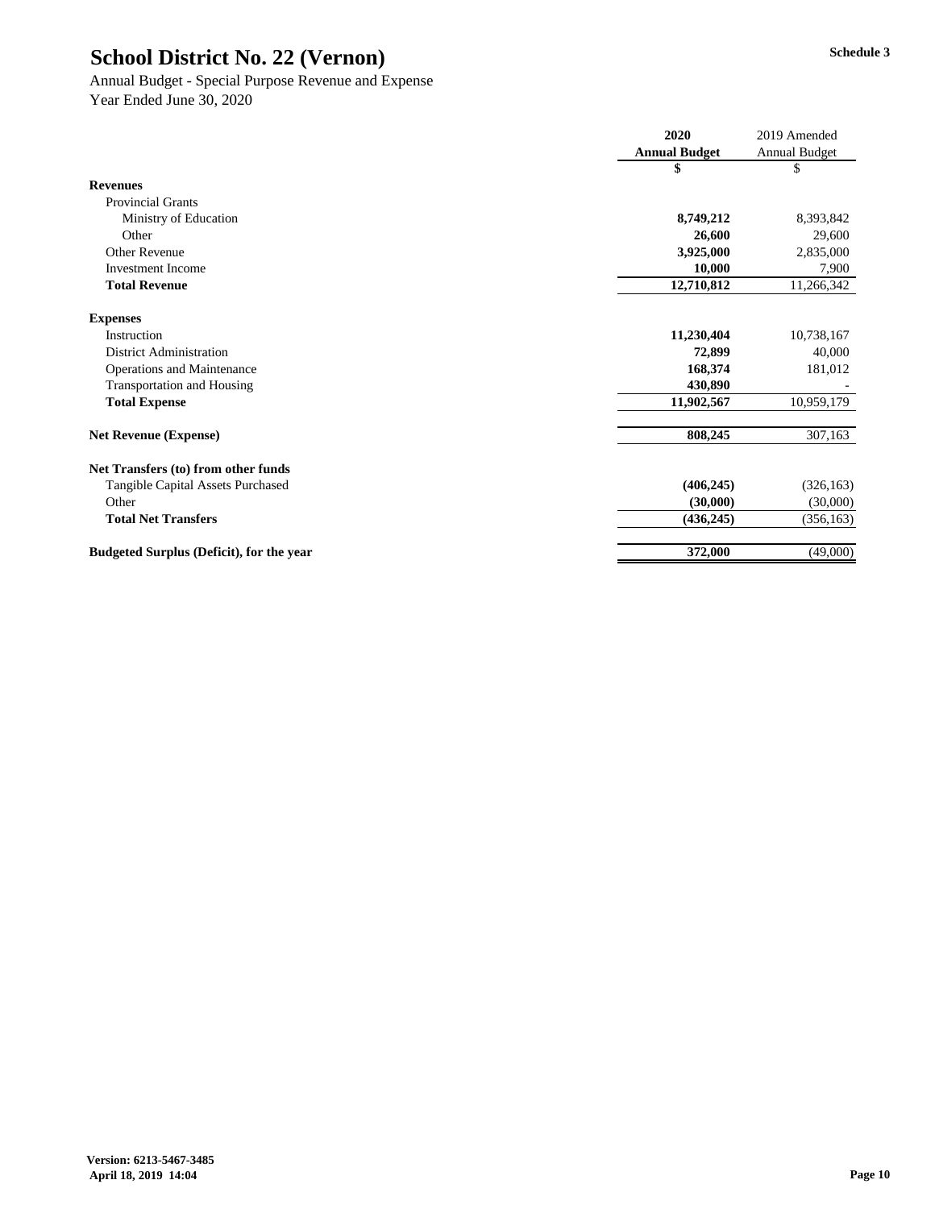# School District No. 22 (Vernon)

**Schedule 3**

Annual Budget - Special Purpose Revenue and Expense
Year Ended June 30, 2020

| | 2020 Annual Budget | 2019 Amended Annual Budget |
|---|---|---|
| | $ | $ |
| **Revenues** | | |
| Provincial Grants | | |
| Ministry of Education | **8,749,212** | 8,393,842 |
| Other | **26,600** | 29,600 |
| Other Revenue | **3,925,000** | 2,835,000 |
| Investment Income | **10,000** | 7,900 |
| **Total Revenue** | **12,710,812** | 11,266,342 |
| | | |
| **Expenses** | | |
| Instruction | **11,230,404** | 10,738,167 |
| District Administration | **72,899** | 40,000 |
| Operations and Maintenance | **168,374** | 181,012 |
| Transportation and Housing | **430,890** | - |
| **Total Expense** | **11,902,567** | 10,959,179 |
| | | |
| **Net Revenue (Expense)** | **808,245** | 307,163 |
| | | |
| **Net Transfers (to) from other funds** | | |
| Tangible Capital Assets Purchased | **(406,245)** | (326,163) |
| Other | **(30,000)** | (30,000) |
| **Total Net Transfers** | **(436,245)** | (356,163) |
| | | |
| **Budgeted Surplus (Deficit), for the year** | **372,000** | (49,000) |

**Version: 6213-5467-3485**
**April 18, 2019 14:04**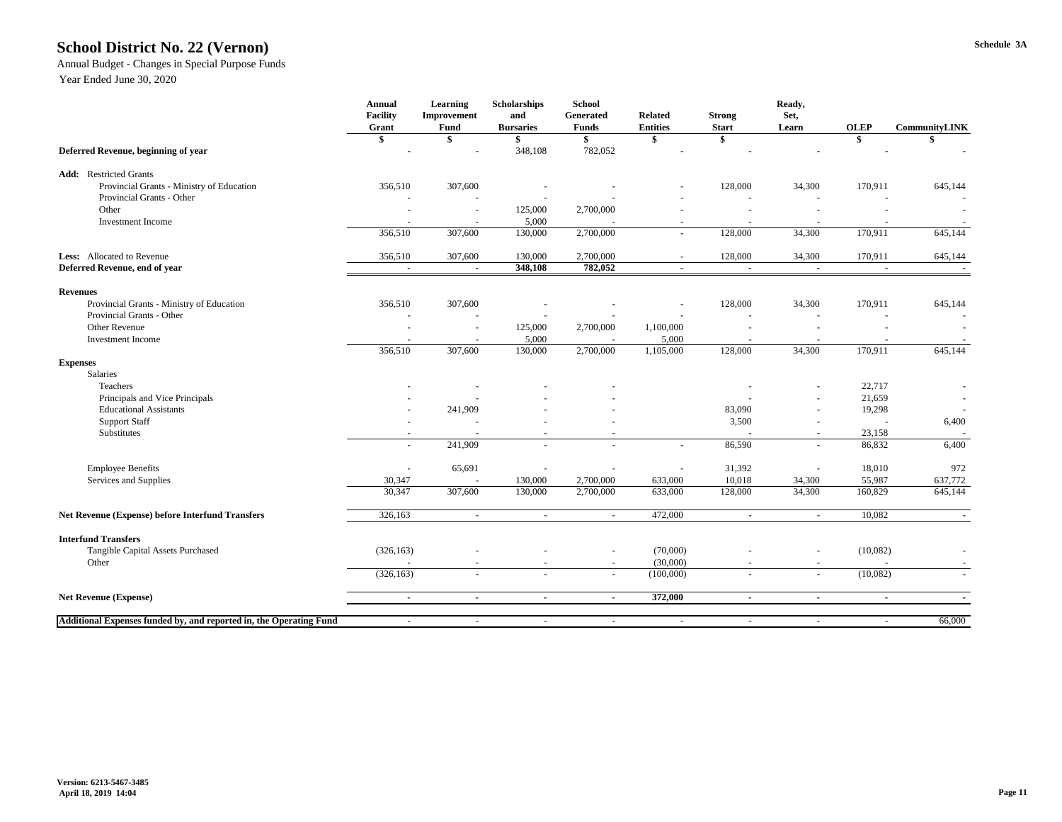# School District No. 22 (Vernon)

Annual Budget - Changes in Special Purpose Funds

Year Ended June 30, 2020

Schedule 3A

| | Annual Facility Grant | Learning Improvement Fund | Scholarships and Bursaries | School Generated Funds | Related Entities | Strong Start | Ready, Set, Learn | OLEP | CommunityLINK |
|---|---|---|---|---|---|---|---|---|---|
| | $ | $ | $ | $ | $ | $ | | $ | $ |
| **Deferred Revenue, beginning of year** | - | - | 348,108 | 782,052 | - | - | - | - | - |
| **Add:** Restricted Grants | | | | | | | | | |
| Provincial Grants - Ministry of Education | 356,510 | 307,600 | - | - | - | 128,000 | 34,300 | 170,911 | 645,144 |
| Provincial Grants - Other | - | - | - | - | - | - | - | - | - |
| Other | - | - | 125,000 | 2,700,000 | - | - | - | - | - |
| Investment Income | - | - | 5,000 | - | - | - | - | - | - |
| | 356,510 | 307,600 | 130,000 | 2,700,000 | - | 128,000 | 34,300 | 170,911 | 645,144 |
| **Less:** Allocated to Revenue | 356,510 | 307,600 | 130,000 | 2,700,000 | - | 128,000 | 34,300 | 170,911 | 645,144 |
| **Deferred Revenue, end of year** | **-** | **-** | **348,108** | **782,052** | **-** | **-** | **-** | **-** | **-** |
| **Revenues** | | | | | | | | | |
| Provincial Grants - Ministry of Education | 356,510 | 307,600 | - | - | - | 128,000 | 34,300 | 170,911 | 645,144 |
| Provincial Grants - Other | - | - | - | - | - | - | - | - | - |
| Other Revenue | - | - | 125,000 | 2,700,000 | 1,100,000 | - | - | - | - |
| Investment Income | - | - | 5,000 | - | 5,000 | - | - | - | - |
| | 356,510 | 307,600 | 130,000 | 2,700,000 | 1,105,000 | 128,000 | 34,300 | 170,911 | 645,144 |
| **Expenses** | | | | | | | | | |
| Salaries | | | | | | | | | |
| Teachers | - | - | - | - | | - | - | 22,717 | - |
| Principals and Vice Principals | - | - | - | - | | - | - | 21,659 | - |
| Educational Assistants | - | 241,909 | - | - | | 83,090 | - | 19,298 | - |
| Support Staff | - | - | - | - | | 3,500 | - | - | 6,400 |
| Substitutes | - | - | - | - | | - | - | 23,158 | - |
| | - | 241,909 | - | - | - | 86,590 | - | 86,832 | 6,400 |
| Employee Benefits | - | 65,691 | - | - | - | 31,392 | - | 18,010 | 972 |
| Services and Supplies | 30,347 | - | 130,000 | 2,700,000 | 633,000 | 10,018 | 34,300 | 55,987 | 637,772 |
| | 30,347 | 307,600 | 130,000 | 2,700,000 | 633,000 | 128,000 | 34,300 | 160,829 | 645,144 |
| **Net Revenue (Expense) before Interfund Transfers** | 326,163 | - | - | - | 472,000 | - | - | 10,082 | - |
| **Interfund Transfers** | | | | | | | | | |
| Tangible Capital Assets Purchased | (326,163) | - | - | - | (70,000) | - | - | (10,082) | - |
| Other | - | - | - | - | (30,000) | - | - | - | - |
| | (326,163) | - | - | - | (100,000) | - | - | (10,082) | - |
| **Net Revenue (Expense)** | **-** | **-** | **-** | **-** | **372,000** | **-** | **-** | **-** | **-** |
| **Additional Expenses funded by, and reported in, the Operating Fund** | - | - | - | - | - | - | - | - | 66,000 |

**Version: 6213-5467-3485**
**April 18, 2019 14:04**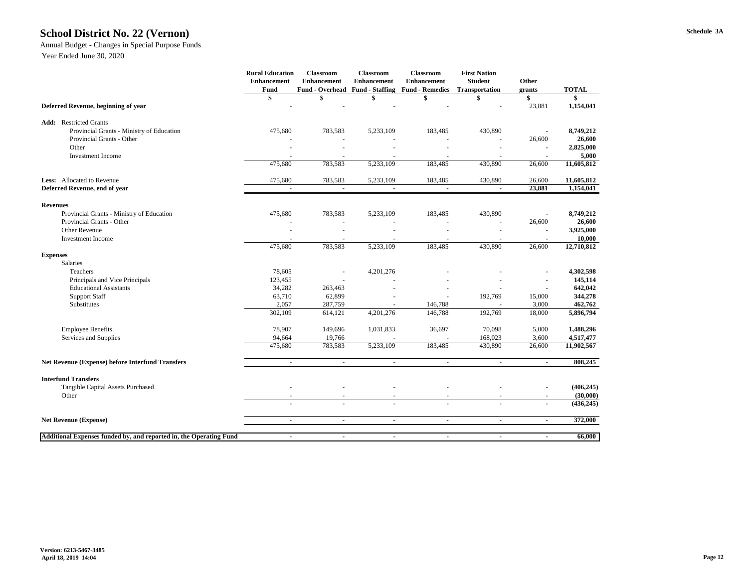# School District No. 22 (Vernon)

Schedule 3A

Annual Budget - Changes in Special Purpose Funds

Year Ended June 30, 2020

| | Rural Education Enhancement Fund | Classroom Enhancement Fund - Overhead | Classroom Enhancement Fund - Staffing | Classroom Enhancement Fund - Remedies | First Nation Student Transportation | Other grants | TOTAL |
|---|---|---|---|---|---|---|---|
| | $ | $ | $ | $ | $ | $ | $ |
| **Deferred Revenue, beginning of year** | - | - | - | - | - | 23,881 | **1,154,041** |
| **Add:** Restricted Grants | | | | | | | |
| Provincial Grants - Ministry of Education | 475,680 | 783,583 | 5,233,109 | 183,485 | 430,890 | - | **8,749,212** |
| Provincial Grants - Other | - | - | - | - | - | 26,600 | **26,600** |
| Other | - | - | - | - | - | - | **2,825,000** |
| Investment Income | - | - | - | - | - | - | **5,000** |
| | 475,680 | 783,583 | 5,233,109 | 183,485 | 430,890 | 26,600 | **11,605,812** |
| **Less:** Allocated to Revenue | 475,680 | 783,583 | 5,233,109 | 183,485 | 430,890 | 26,600 | **11,605,812** |
| **Deferred Revenue, end of year** | **-** | **-** | **-** | **-** | **-** | **23,881** | **1,154,041** |
| **Revenues** | | | | | | | |
| Provincial Grants - Ministry of Education | 475,680 | 783,583 | 5,233,109 | 183,485 | 430,890 | - | **8,749,212** |
| Provincial Grants - Other | - | - | - | - | - | 26,600 | **26,600** |
| Other Revenue | - | - | - | - | - | - | **3,925,000** |
| Investment Income | - | - | - | - | - | - | **10,000** |
| | 475,680 | 783,583 | 5,233,109 | 183,485 | 430,890 | 26,600 | **12,710,812** |
| **Expenses** | | | | | | | |
| Salaries | | | | | | | |
| Teachers | 78,605 | - | 4,201,276 | - | - | - | **4,302,598** |
| Principals and Vice Principals | 123,455 | - | - | - | - | - | **145,114** |
| Educational Assistants | 34,282 | 263,463 | - | - | - | - | **642,042** |
| Support Staff | 63,710 | 62,899 | - | - | 192,769 | 15,000 | **344,278** |
| Substitutes | 2,057 | 287,759 | - | 146,788 | - | 3,000 | **462,762** |
| | 302,109 | 614,121 | 4,201,276 | 146,788 | 192,769 | 18,000 | **5,896,794** |
| Employee Benefits | 78,907 | 149,696 | 1,031,833 | 36,697 | 70,098 | 5,000 | **1,488,296** |
| Services and Supplies | 94,664 | 19,766 | - | - | 168,023 | 3,600 | **4,517,477** |
| | 475,680 | 783,583 | 5,233,109 | 183,485 | 430,890 | 26,600 | **11,902,567** |
| **Net Revenue (Expense) before Interfund Transfers** | - | - | - | - | - | - | **808,245** |
| **Interfund Transfers** | | | | | | | |
| Tangible Capital Assets Purchased | - | - | - | - | - | - | **(406,245)** |
| Other | - | - | - | - | - | - | **(30,000)** |
| | - | - | - | - | - | - | **(436,245)** |
| **Net Revenue (Expense)** | **-** | **-** | **-** | **-** | **-** | **-** | **372,000** |
| **Additional Expenses funded by, and reported in, the Operating Fund** | - | - | - | - | - | - | **66,000** |

**Version: 6213-5467-3485**
**April 18, 2019 14:04**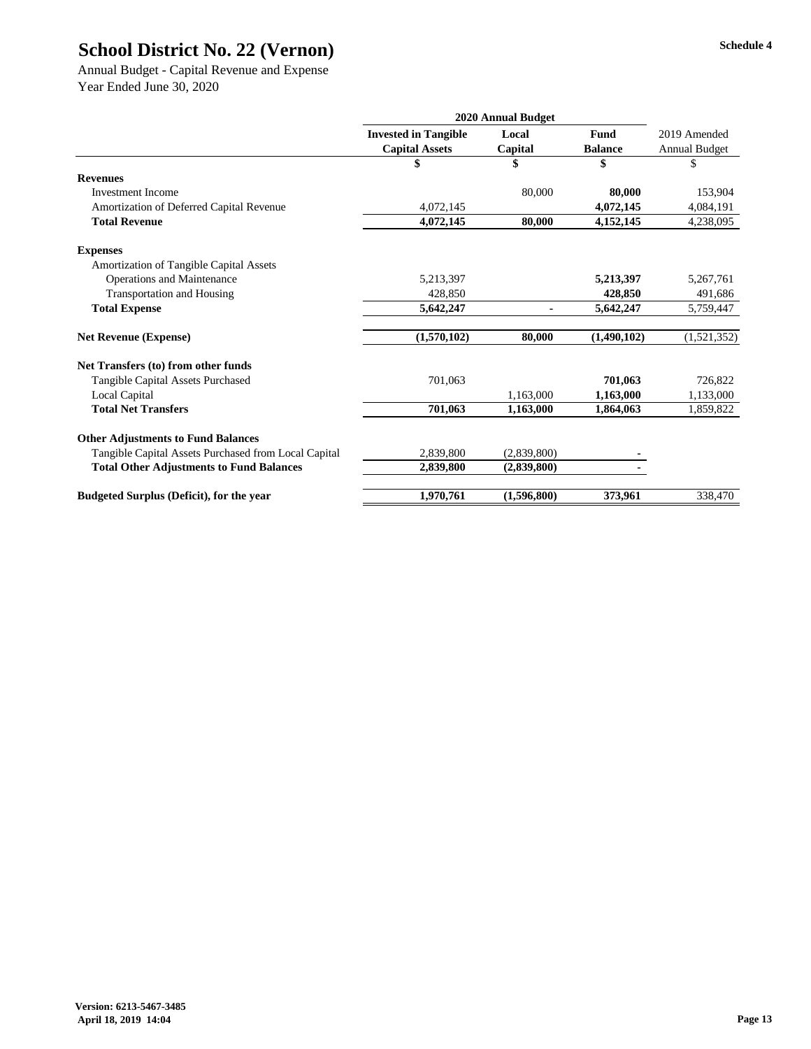# School District No. 22 (Vernon)

Schedule 4

Annual Budget - Capital Revenue and Expense
Year Ended June 30, 2020

| | 2020 Annual Budget | | | |
|---|---|---|---|---|
| | **Invested in Tangible Capital Assets** | **Local Capital** | **Fund Balance** | 2019 Amended Annual Budget |
| | **$** | **$** | **$** | $ |
| **Revenues** | | | | |
| Investment Income | | 80,000 | **80,000** | 153,904 |
| Amortization of Deferred Capital Revenue | 4,072,145 | | **4,072,145** | 4,084,191 |
| **Total Revenue** | **4,072,145** | **80,000** | **4,152,145** | 4,238,095 |
| **Expenses** | | | | |
| Amortization of Tangible Capital Assets | | | | |
| Operations and Maintenance | 5,213,397 | | **5,213,397** | 5,267,761 |
| Transportation and Housing | 428,850 | | **428,850** | 491,686 |
| **Total Expense** | **5,642,247** | **-** | **5,642,247** | 5,759,447 |
| **Net Revenue (Expense)** | **(1,570,102)** | **80,000** | **(1,490,102)** | (1,521,352) |
| **Net Transfers (to) from other funds** | | | | |
| Tangible Capital Assets Purchased | 701,063 | | **701,063** | 726,822 |
| Local Capital | | 1,163,000 | **1,163,000** | 1,133,000 |
| **Total Net Transfers** | **701,063** | **1,163,000** | **1,864,063** | 1,859,822 |
| **Other Adjustments to Fund Balances** | | | | |
| Tangible Capital Assets Purchased from Local Capital | 2,839,800 | (2,839,800) | **-** | |
| **Total Other Adjustments to Fund Balances** | **2,839,800** | **(2,839,800)** | **-** | |
| **Budgeted Surplus (Deficit), for the year** | **1,970,761** | **(1,596,800)** | **373,961** | 338,470 |

**Version: 6213-5467-3485**
**April 18, 2019 14:04**